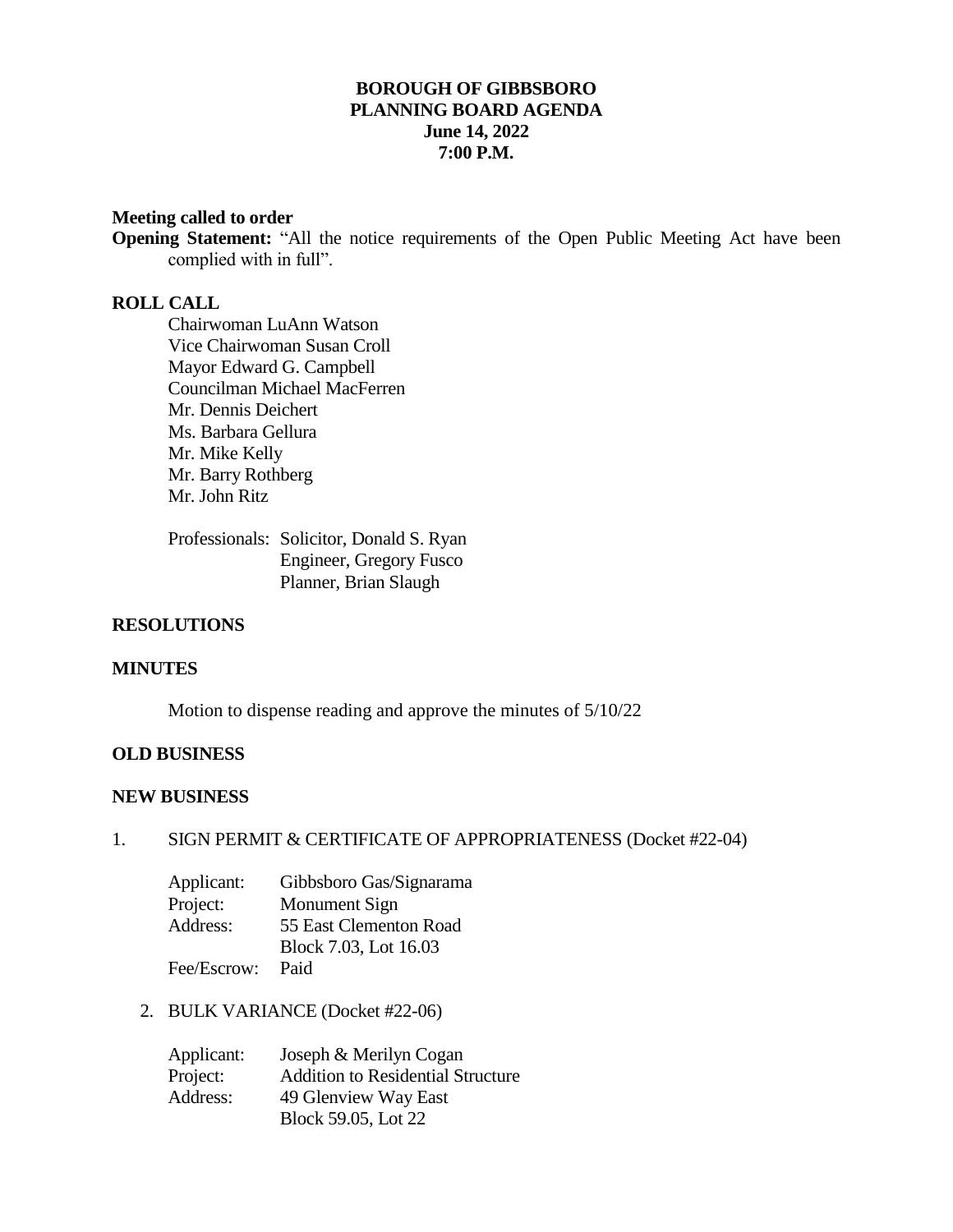# BOROUGH OF GIBBSBORO
## PLANNING BOARD AGENDA
### June 14, 2022
### 7:00 P.M.

**Meeting called to order**

**Opening Statement:** "All the notice requirements of the Open Public Meeting Act have been complied with in full".

**ROLL CALL**

Chairwoman LuAnn Watson
Vice Chairwoman Susan Croll
Mayor Edward G. Campbell
Councilman Michael MacFerren
Mr. Dennis Deichert
Ms. Barbara Gellura
Mr. Mike Kelly
Mr. Barry Rothberg
Mr. John Ritz

Professionals: Solicitor, Donald S. Ryan
Engineer, Gregory Fusco
Planner, Brian Slaugh

**RESOLUTIONS**

**MINUTES**

Motion to dispense reading and approve the minutes of 5/10/22

**OLD BUSINESS**

**NEW BUSINESS**

1. SIGN PERMIT & CERTIFICATE OF APPROPRIATENESS (Docket #22-04)

   Applicant: Gibbsboro Gas/Signarama
   Project: Monument Sign
   Address: 55 East Clementon Road
   Block 7.03, Lot 16.03
   Fee/Escrow: Paid

2. BULK VARIANCE (Docket #22-06)

   Applicant: Joseph & Merilyn Cogan
   Project: Addition to Residential Structure
   Address: 49 Glenview Way East
   Block 59.05, Lot 22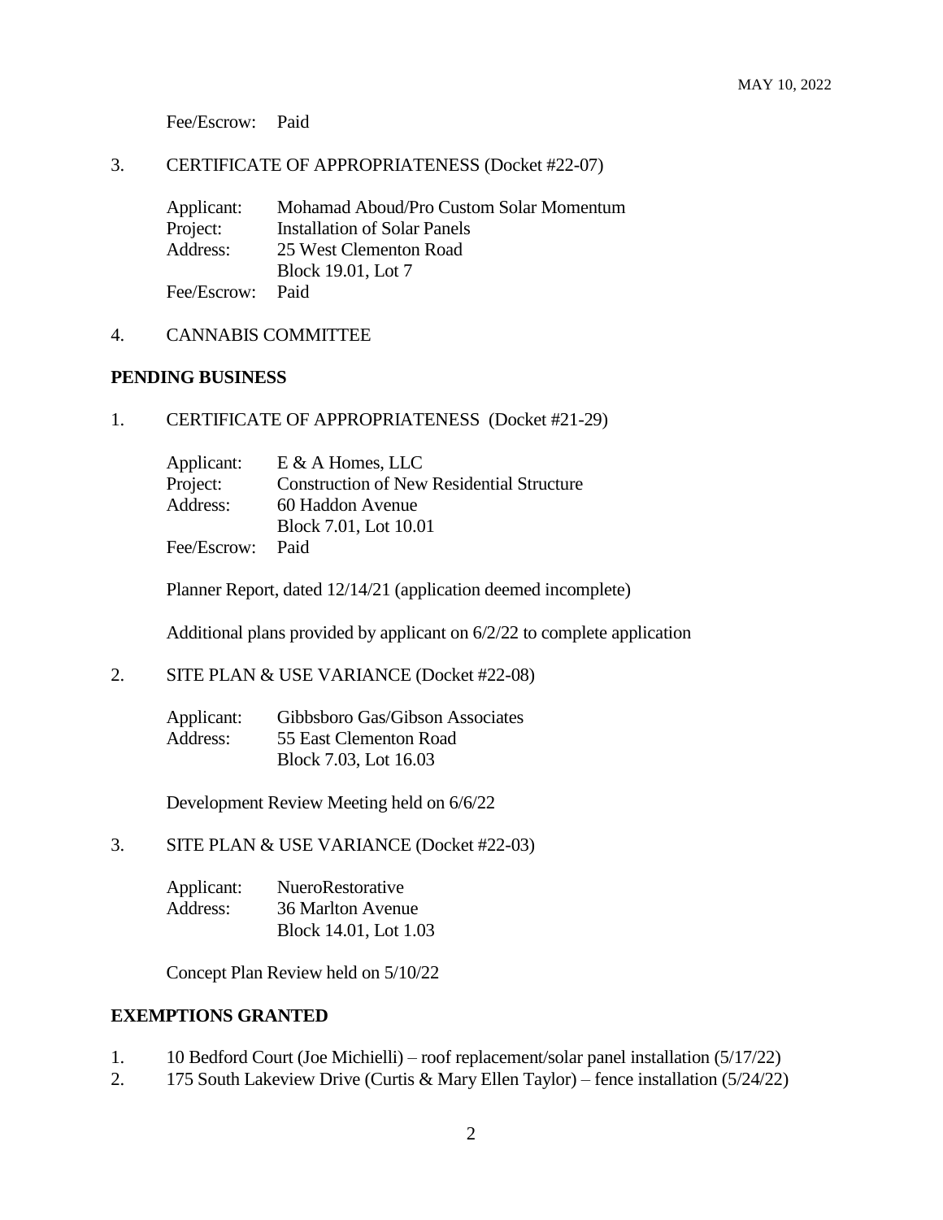Fee/Escrow: Paid

3. CERTIFICATE OF APPROPRIATENESS (Docket #22-07)

   Applicant: Mohamad Aboud/Pro Custom Solar Momentum
   Project: Installation of Solar Panels
   Address: 25 West Clementon Road
   Block 19.01, Lot 7
   Fee/Escrow: Paid

4. CANNABIS COMMITTEE

**PENDING BUSINESS**

1. CERTIFICATE OF APPROPRIATENESS (Docket #21-29)

   Applicant: E & A Homes, LLC
   Project: Construction of New Residential Structure
   Address: 60 Haddon Avenue
   Block 7.01, Lot 10.01
   Fee/Escrow: Paid

   Planner Report, dated 12/14/21 (application deemed incomplete)

   Additional plans provided by applicant on 6/2/22 to complete application

2. SITE PLAN & USE VARIANCE (Docket #22-08)

   Applicant: Gibbsboro Gas/Gibson Associates
   Address: 55 East Clementon Road
   Block 7.03, Lot 16.03

   Development Review Meeting held on 6/6/22

3. SITE PLAN & USE VARIANCE (Docket #22-03)

   Applicant: NueroRestorative
   Address: 36 Marlton Avenue
   Block 14.01, Lot 1.03

   Concept Plan Review held on 5/10/22

**EXEMPTIONS GRANTED**

1. 10 Bedford Court (Joe Michielli) – roof replacement/solar panel installation (5/17/22)
2. 175 South Lakeview Drive (Curtis & Mary Ellen Taylor) – fence installation (5/24/22)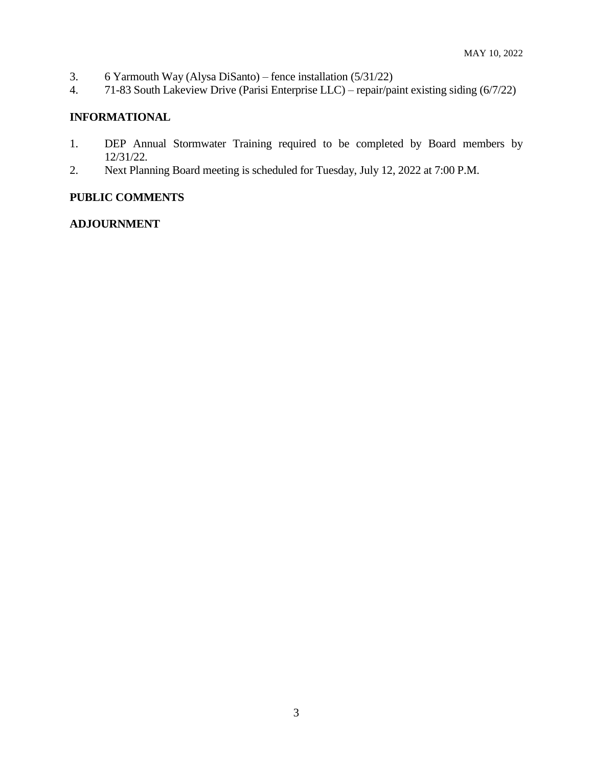3. 6 Yarmouth Way (Alysa DiSanto) – fence installation (5/31/22)
4. 71-83 South Lakeview Drive (Parisi Enterprise LLC) – repair/paint existing siding (6/7/22)

**INFORMATIONAL**

1. DEP Annual Stormwater Training required to be completed by Board members by 12/31/22.
2. Next Planning Board meeting is scheduled for Tuesday, July 12, 2022 at 7:00 P.M.

**PUBLIC COMMENTS**

**ADJOURNMENT**